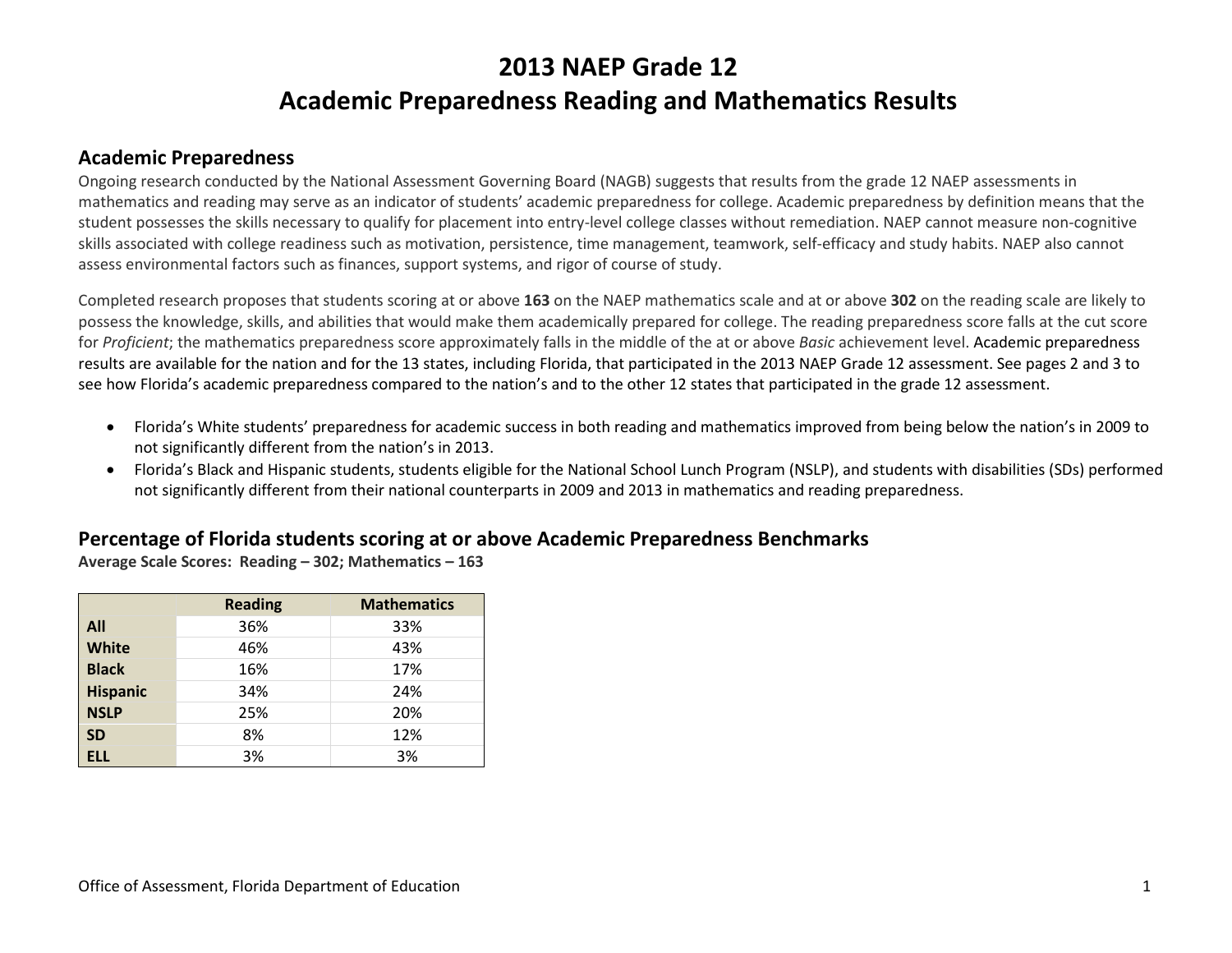# 2013 NAEP Grade 12
# Academic Preparedness Reading and Mathematics Results

## Academic Preparedness

Ongoing research conducted by the National Assessment Governing Board (NAGB) suggests that results from the grade 12 NAEP assessments in mathematics and reading may serve as an indicator of students' academic preparedness for college. Academic preparedness by definition means that the student possesses the skills necessary to qualify for placement into entry-level college classes without remediation. NAEP cannot measure non-cognitive skills associated with college readiness such as motivation, persistence, time management, teamwork, self-efficacy and study habits. NAEP also cannot assess environmental factors such as finances, support systems, and rigor of course of study.

Completed research proposes that students scoring at or above **163** on the NAEP mathematics scale and at or above **302** on the reading scale are likely to possess the knowledge, skills, and abilities that would make them academically prepared for college. The reading preparedness score falls at the cut score for *Proficient*; the mathematics preparedness score approximately falls in the middle of the at or above *Basic* achievement level. Academic preparedness results are available for the nation and for the 13 states, including Florida, that participated in the 2013 NAEP Grade 12 assessment. See pages 2 and 3 to see how Florida's academic preparedness compared to the nation's and to the other 12 states that participated in the grade 12 assessment.

- Florida's White students' preparedness for academic success in both reading and mathematics improved from being below the nation's in 2009 to not significantly different from the nation's in 2013.
- Florida's Black and Hispanic students, students eligible for the National School Lunch Program (NSLP), and students with disabilities (SDs) performed not significantly different from their national counterparts in 2009 and 2013 in mathematics and reading preparedness.

## Percentage of Florida students scoring at or above Academic Preparedness Benchmarks

**Average Scale Scores: Reading – 302; Mathematics – 163**

| | Reading | Mathematics |
|---|---|---|
| **All** | 36% | 33% |
| **White** | 46% | 43% |
| **Black** | 16% | 17% |
| **Hispanic** | 34% | 24% |
| **NSLP** | 25% | 20% |
| **SD** | 8% | 12% |
| **ELL** | 3% | 3% |

Office of Assessment, Florida Department of Education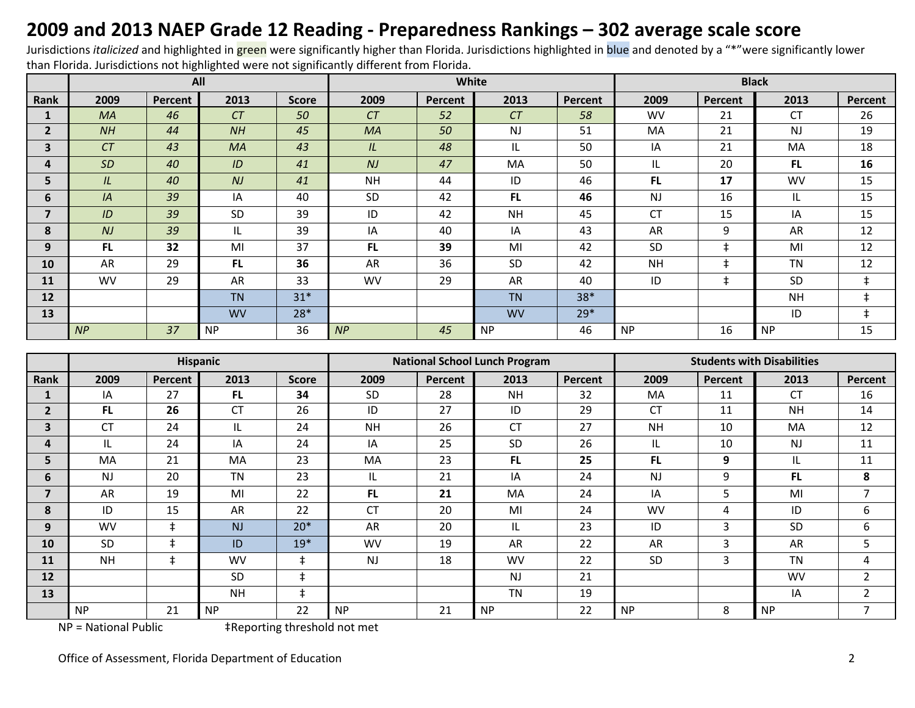# 2009 and 2013 NAEP Grade 12 Reading - Preparedness Rankings – 302 average scale score

Jurisdictions *italicized* and highlighted in green were significantly higher than Florida. Jurisdictions highlighted in blue and denoted by a "*" were significantly lower than Florida. Jurisdictions not highlighted were not significantly different from Florida.

| | All | | | | White | | | | Black | | | |
|---|---|---|---|---|---|---|---|---|---|---|---|---|
| **Rank** | **2009** | **Percent** | **2013** | **Score** | **2009** | **Percent** | **2013** | **Percent** | **2009** | **Percent** | **2013** | **Percent** |
| **1** | *MA* | *46* | *CT* | *50* | *CT* | *52* | *CT* | *58* | WV | 21 | CT | 26 |
| **2** | *NH* | *44* | *NH* | *45* | *MA* | *50* | NJ | 51 | MA | 21 | NJ | 19 |
| **3** | *CT* | *43* | *MA* | *43* | *IL* | *48* | IL | 50 | IA | 21 | MA | 18 |
| **4** | *SD* | *40* | *ID* | *41* | *NJ* | *47* | MA | 50 | IL | 20 | **FL** | **16** |
| **5** | *IL* | *40* | *NJ* | *41* | NH | 44 | ID | 46 | **FL** | **17** | WV | 15 |
| **6** | *IA* | *39* | IA | 40 | SD | 42 | **FL** | **46** | NJ | 16 | IL | 15 |
| **7** | *ID* | *39* | SD | 39 | ID | 42 | NH | 45 | CT | 15 | IA | 15 |
| **8** | *NJ* | *39* | IL | 39 | IA | 40 | IA | 43 | AR | 9 | AR | 12 |
| **9** | **FL** | **32** | MI | 37 | **FL** | **39** | MI | 42 | SD | ‡ | MI | 12 |
| **10** | AR | 29 | **FL** | **36** | AR | 36 | SD | 42 | NH | ‡ | TN | 12 |
| **11** | WV | 29 | AR | 33 | WV | 29 | AR | 40 | ID | ‡ | SD | ‡ |
| **12** | | | TN | 31* | | | TN | 38* | | | NH | ‡ |
| **13** | | | WV | 28* | | | WV | 29* | | | ID | ‡ |
| | *NP* | *37* | NP | 36 | *NP* | *45* | NP | 46 | NP | 16 | NP | 15 |

| | Hispanic | | | | National School Lunch Program | | | | Students with Disabilities | | | |
|---|---|---|---|---|---|---|---|---|---|---|---|---|
| **Rank** | **2009** | **Percent** | **2013** | **Score** | **2009** | **Percent** | **2013** | **Percent** | **2009** | **Percent** | **2013** | **Percent** |
| **1** | IA | 27 | **FL** | **34** | SD | 28 | NH | 32 | MA | 11 | CT | 16 |
| **2** | **FL** | **26** | CT | 26 | ID | 27 | ID | 29 | CT | 11 | NH | 14 |
| **3** | CT | 24 | IL | 24 | NH | 26 | CT | 27 | NH | 10 | MA | 12 |
| **4** | IL | 24 | IA | 24 | IA | 25 | SD | 26 | IL | 10 | NJ | 11 |
| **5** | MA | 21 | MA | 23 | MA | 23 | **FL** | **25** | **FL** | **9** | IL | 11 |
| **6** | NJ | 20 | TN | 23 | IL | 21 | IA | 24 | NJ | 9 | **FL** | **8** |
| **7** | AR | 19 | MI | 22 | **FL** | **21** | MA | 24 | IA | 5 | MI | 7 |
| **8** | ID | 15 | AR | 22 | CT | 20 | MI | 24 | WV | 4 | ID | 6 |
| **9** | WV | ‡ | NJ | 20* | AR | 20 | IL | 23 | ID | 3 | SD | 6 |
| **10** | SD | ‡ | ID | 19* | WV | 19 | AR | 22 | AR | 3 | AR | 5 |
| **11** | NH | ‡ | WV | ‡ | NJ | 18 | WV | 22 | SD | 3 | TN | 4 |
| **12** | | | SD | ‡ | | | NJ | 21 | | | WV | 2 |
| **13** | | | NH | ‡ | | | TN | 19 | | | IA | 2 |
| | NP | 21 | NP | 22 | NP | 21 | NP | 22 | NP | 8 | NP | 7 |

NP = National Public ‡Reporting threshold not met

Office of Assessment, Florida Department of Education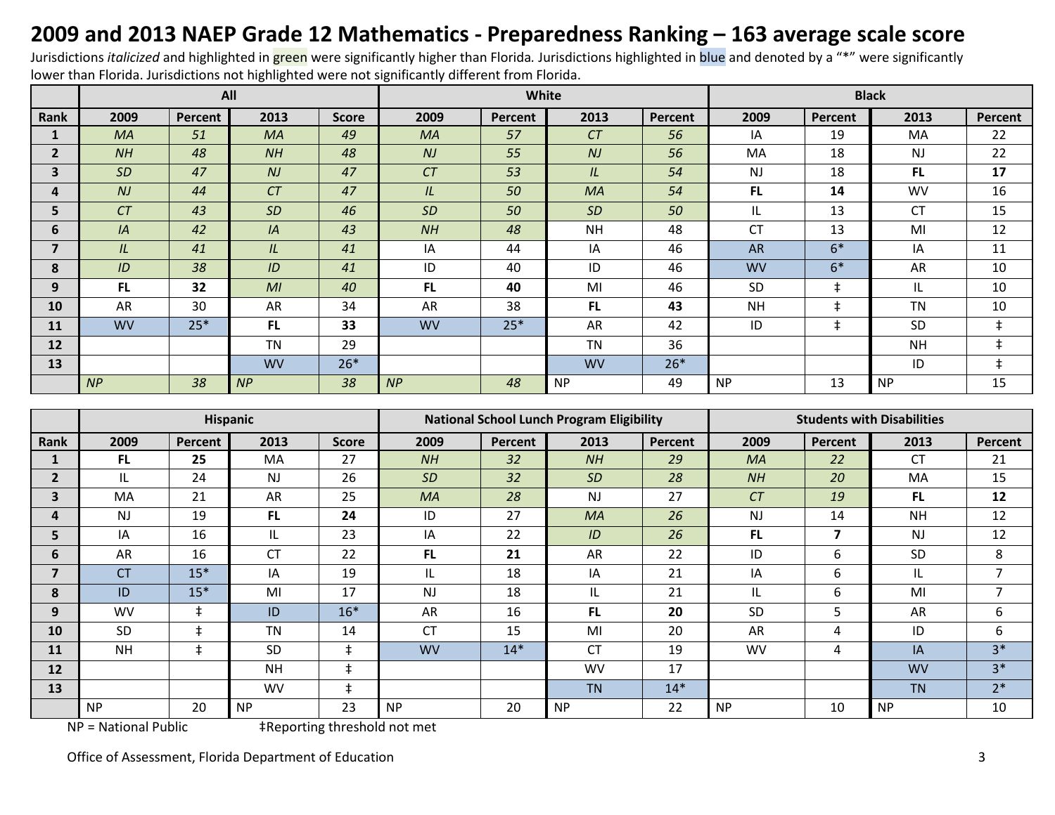# 2009 and 2013 NAEP Grade 12 Mathematics - Preparedness Ranking – 163 average scale score

Jurisdictions *italicized* and highlighted in green were significantly higher than Florida. Jurisdictions highlighted in blue and denoted by a "*" were significantly lower than Florida. Jurisdictions not highlighted were not significantly different from Florida.

| | All | | | | White | | | | Black | | | |
|---|---|---|---|---|---|---|---|---|---|---|---|---|
| **Rank** | **2009** | **Percent** | **2013** | **Score** | **2009** | **Percent** | **2013** | **Percent** | **2009** | **Percent** | **2013** | **Percent** |
| **1** | *MA* | *51* | *MA* | *49* | *MA* | *57* | *CT* | *56* | IA | 19 | MA | 22 |
| **2** | *NH* | *48* | *NH* | *48* | *NJ* | *55* | *NJ* | *56* | MA | 18 | NJ | 22 |
| **3** | *SD* | *47* | *NJ* | *47* | *CT* | *53* | *IL* | *54* | NJ | 18 | **FL** | **17** |
| **4** | *NJ* | *44* | *CT* | *47* | *IL* | *50* | *MA* | *54* | **FL** | **14** | WV | 16 |
| **5** | *CT* | *43* | *SD* | *46* | *SD* | *50* | *SD* | *50* | IL | 13 | CT | 15 |
| **6** | *IA* | *42* | *IA* | *43* | *NH* | *48* | NH | 48 | CT | 13 | MI | 12 |
| **7** | *IL* | *41* | *IL* | *41* | IA | 44 | IA | 46 | AR | 6* | IA | 11 |
| **8** | *ID* | *38* | *ID* | *41* | ID | 40 | ID | 46 | WV | 6* | AR | 10 |
| **9** | **FL** | **32** | *MI* | *40* | **FL** | **40** | MI | 46 | SD | ‡ | IL | 10 |
| **10** | AR | 30 | AR | 34 | AR | 38 | **FL** | **43** | NH | ‡ | TN | 10 |
| **11** | WV | 25* | **FL** | **33** | WV | 25* | AR | 42 | ID | ‡ | SD | ‡ |
| **12** | | | TN | 29 | | | TN | 36 | | | NH | ‡ |
| **13** | | | WV | 26* | | | WV | 26* | | | ID | ‡ |
| | *NP* | *38* | *NP* | *38* | *NP* | *48* | NP | 49 | NP | 13 | NP | 15 |

| | Hispanic | | | | National School Lunch Program Eligibility | | | | Students with Disabilities | | | |
|---|---|---|---|---|---|---|---|---|---|---|---|---|
| **Rank** | **2009** | **Percent** | **2013** | **Score** | **2009** | **Percent** | **2013** | **Percent** | **2009** | **Percent** | **2013** | **Percent** |
| **1** | **FL** | **25** | MA | 27 | *NH* | *32* | *NH* | *29* | *MA* | *22* | CT | 21 |
| **2** | IL | 24 | NJ | 26 | *SD* | *32* | *SD* | *28* | *NH* | *20* | MA | 15 |
| **3** | MA | 21 | AR | 25 | *MA* | *28* | NJ | 27 | *CT* | *19* | **FL** | **12** |
| **4** | NJ | 19 | **FL** | **24** | ID | 27 | *MA* | *26* | NJ | 14 | NH | 12 |
| **5** | IA | 16 | IL | 23 | IA | 22 | *ID* | *26* | **FL** | **7** | NJ | 12 |
| **6** | AR | 16 | CT | 22 | **FL** | **21** | AR | 22 | ID | 6 | SD | 8 |
| **7** | CT | 15* | IA | 19 | IL | 18 | IA | 21 | IA | 6 | IL | 7 |
| **8** | ID | 15* | MI | 17 | NJ | 18 | IL | 21 | IL | 6 | MI | 7 |
| **9** | WV | ‡ | ID | 16* | AR | 16 | **FL** | **20** | SD | 5 | AR | 6 |
| **10** | SD | ‡ | TN | 14 | CT | 15 | MI | 20 | AR | 4 | ID | 6 |
| **11** | NH | ‡ | SD | ‡ | WV | 14* | CT | 19 | WV | 4 | IA | 3* |
| **12** | | | NH | ‡ | | | WV | 17 | | | WV | 3* |
| **13** | | | WV | ‡ | | | TN | 14* | | | TN | 2* |
| | NP | 20 | NP | 23 | NP | 20 | NP | 22 | NP | 10 | NP | 10 |

NP = National Public ‡Reporting threshold not met

Office of Assessment, Florida Department of Education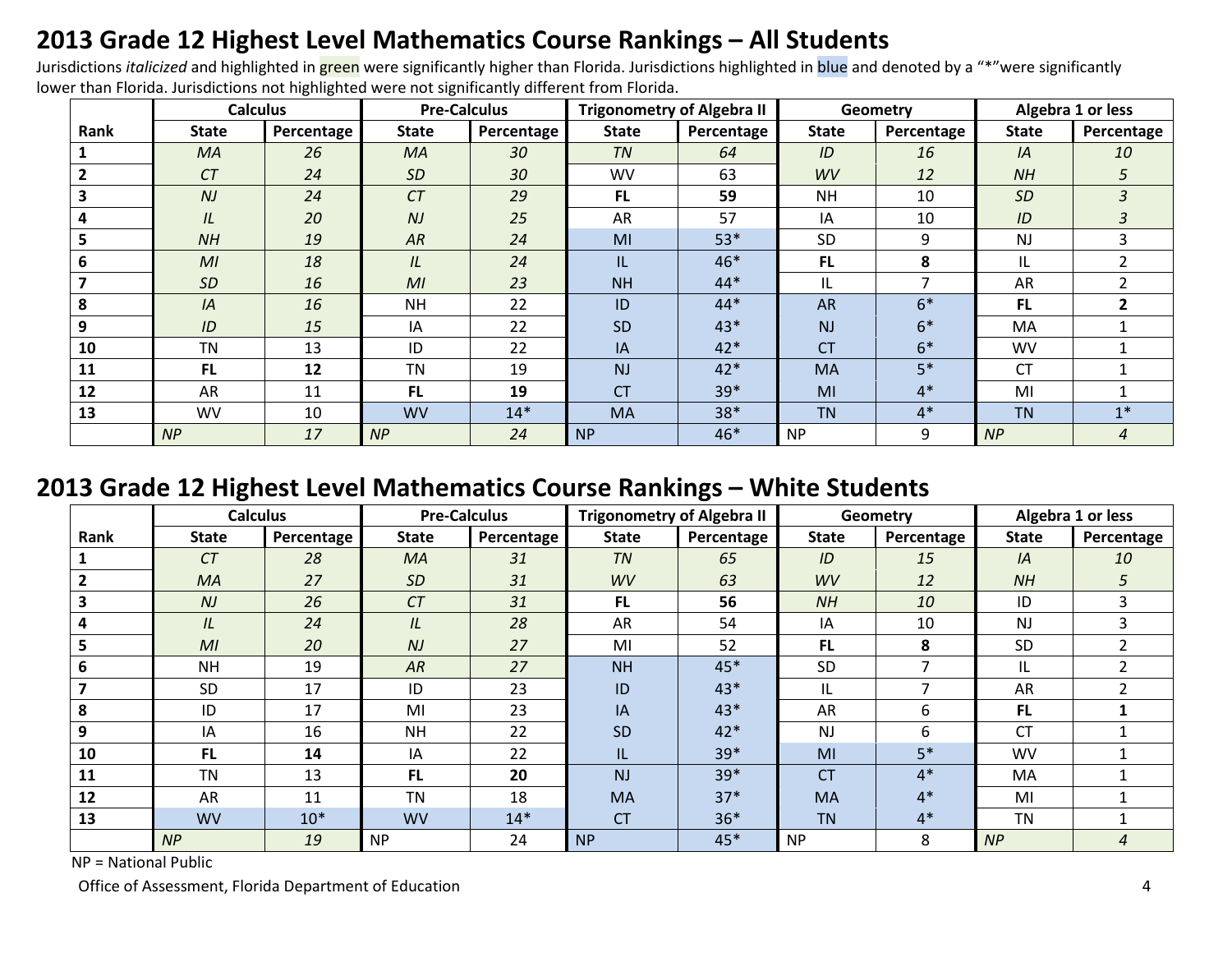## 2013 Grade 12 Highest Level Mathematics Course Rankings – All Students

Jurisdictions *italicized* and highlighted in green were significantly higher than Florida. Jurisdictions highlighted in blue and denoted by a "*"were significantly lower than Florida. Jurisdictions not highlighted were not significantly different from Florida.

| | Calculus | | Pre-Calculus | | Trigonometry of Algebra II | | Geometry | | Algebra 1 or less | |
|---|---|---|---|---|---|---|---|---|---|---|
| **Rank** | **State** | **Percentage** | **State** | **Percentage** | **State** | **Percentage** | **State** | **Percentage** | **State** | **Percentage** |
| **1** | *MA* | *26* | *MA* | *30* | *TN* | *64* | *ID* | *16* | *IA* | *10* |
| **2** | *CT* | *24* | *SD* | *30* | WV | 63 | *WV* | *12* | *NH* | *5* |
| **3** | *NJ* | *24* | *CT* | *29* | **FL** | **59** | NH | 10 | *SD* | *3* |
| **4** | *IL* | *20* | *NJ* | *25* | AR | 57 | IA | 10 | *ID* | *3* |
| **5** | *NH* | *19* | *AR* | *24* | MI | 53* | SD | 9 | NJ | 3 |
| **6** | *MI* | *18* | *IL* | *24* | IL | 46* | **FL** | **8** | IL | 2 |
| **7** | *SD* | *16* | *MI* | *23* | NH | 44* | IL | 7 | AR | 2 |
| **8** | *IA* | *16* | NH | 22 | ID | 44* | AR | 6* | **FL** | **2** |
| **9** | *ID* | *15* | IA | 22 | SD | 43* | NJ | 6* | MA | 1 |
| **10** | TN | 13 | ID | 22 | IA | 42* | CT | 6* | WV | 1 |
| **11** | **FL** | **12** | TN | 19 | NJ | 42* | MA | 5* | CT | 1 |
| **12** | AR | 11 | **FL** | **19** | CT | 39* | MI | 4* | MI | 1 |
| **13** | WV | 10 | WV | 14* | MA | 38* | TN | 4* | TN | 1* |
| | *NP* | *17* | *NP* | *24* | NP | 46* | NP | 9 | *NP* | *4* |

## 2013 Grade 12 Highest Level Mathematics Course Rankings – White Students

| | Calculus | | Pre-Calculus | | Trigonometry of Algebra II | | Geometry | | Algebra 1 or less | |
|---|---|---|---|---|---|---|---|---|---|---|
| **Rank** | **State** | **Percentage** | **State** | **Percentage** | **State** | **Percentage** | **State** | **Percentage** | **State** | **Percentage** |
| **1** | *CT* | *28* | *MA* | *31* | *TN* | *65* | *ID* | *15* | *IA* | *10* |
| **2** | *MA* | *27* | *SD* | *31* | *WV* | *63* | *WV* | *12* | *NH* | *5* |
| **3** | *NJ* | *26* | *CT* | *31* | **FL** | **56** | *NH* | *10* | ID | 3 |
| **4** | *IL* | *24* | *IL* | *28* | AR | 54 | IA | 10 | NJ | 3 |
| **5** | *MI* | *20* | *NJ* | *27* | MI | 52 | **FL** | **8** | SD | 2 |
| **6** | NH | 19 | *AR* | *27* | NH | 45* | SD | 7 | IL | 2 |
| **7** | SD | 17 | ID | 23 | ID | 43* | IL | 7 | AR | 2 |
| **8** | ID | 17 | MI | 23 | IA | 43* | AR | 6 | **FL** | **1** |
| **9** | IA | 16 | NH | 22 | SD | 42* | NJ | 6 | CT | 1 |
| **10** | **FL** | **14** | IA | 22 | IL | 39* | MI | 5* | WV | 1 |
| **11** | TN | 13 | **FL** | **20** | NJ | 39* | CT | 4* | MA | 1 |
| **12** | AR | 11 | TN | 18 | MA | 37* | MA | 4* | MI | 1 |
| **13** | WV | 10* | WV | 14* | CT | 36* | TN | 4* | TN | 1 |
| | *NP* | *19* | NP | 24 | NP | 45* | NP | 8 | *NP* | *4* |

NP = National Public

Office of Assessment, Florida Department of Education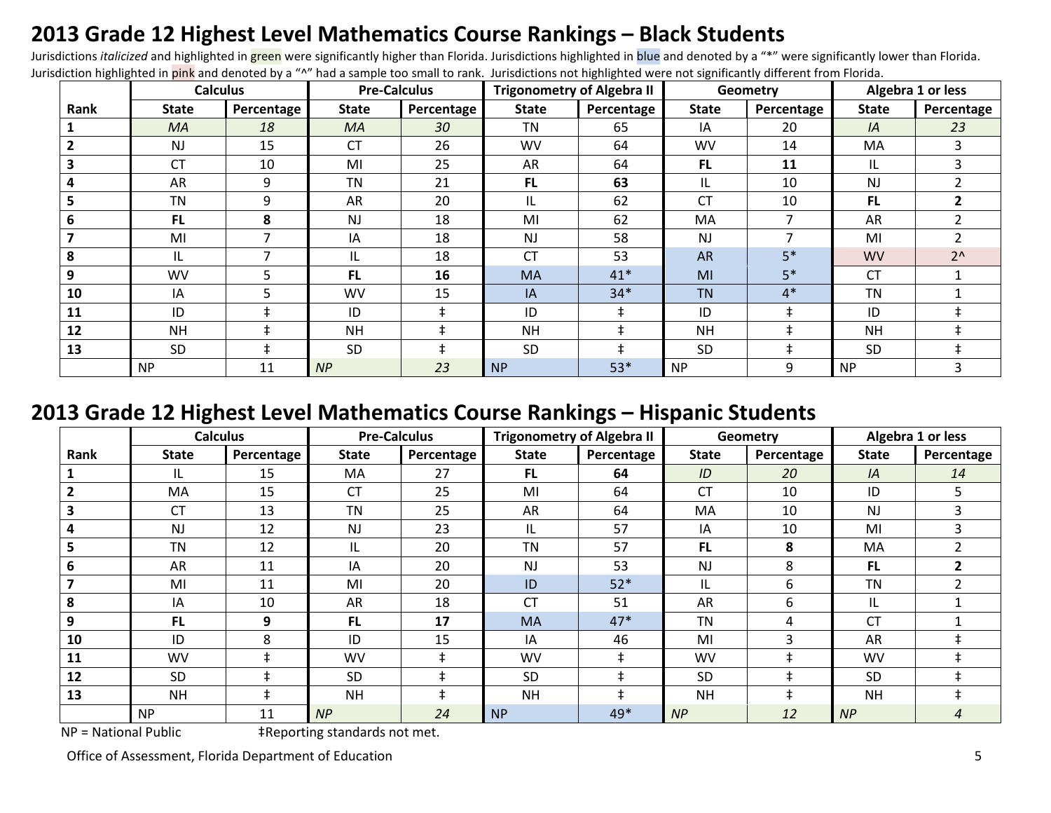# 2013 Grade 12 Highest Level Mathematics Course Rankings – Black Students

Jurisdictions *italicized* and highlighted in green were significantly higher than Florida. Jurisdictions highlighted in blue and denoted by a "*" were significantly lower than Florida. Jurisdiction highlighted in pink and denoted by a "^" had a sample too small to rank. Jurisdictions not highlighted were not significantly different from Florida.

| | Calculus | | Pre-Calculus | | Trigonometry of Algebra II | | Geometry | | Algebra 1 or less | |
|---|---|---|---|---|---|---|---|---|---|---|
| **Rank** | **State** | **Percentage** | **State** | **Percentage** | **State** | **Percentage** | **State** | **Percentage** | **State** | **Percentage** |
| **1** | *MA* | *18* | *MA* | *30* | TN | 65 | IA | 20 | *IA* | *23* |
| **2** | NJ | 15 | CT | 26 | WV | 64 | WV | 14 | MA | 3 |
| **3** | CT | 10 | MI | 25 | AR | 64 | **FL** | **11** | IL | 3 |
| **4** | AR | 9 | TN | 21 | **FL** | **63** | IL | 10 | NJ | 2 |
| **5** | TN | 9 | AR | 20 | IL | 62 | CT | 10 | **FL** | **2** |
| **6** | **FL** | **8** | NJ | 18 | MI | 62 | MA | 7 | AR | 2 |
| **7** | MI | 7 | IA | 18 | NJ | 58 | NJ | 7 | MI | 2 |
| **8** | IL | 7 | IL | 18 | CT | 53 | AR | 5* | WV | 2^ |
| **9** | WV | 5 | **FL** | **16** | MA | 41* | MI | 5* | CT | 1 |
| **10** | IA | 5 | WV | 15 | IA | 34* | TN | 4* | TN | 1 |
| **11** | ID | ‡ | ID | ‡ | ID | ‡ | ID | ‡ | ID | ‡ |
| **12** | NH | ‡ | NH | ‡ | NH | ‡ | NH | ‡ | NH | ‡ |
| **13** | SD | ‡ | SD | ‡ | SD | ‡ | SD | ‡ | SD | ‡ |
| | NP | 11 | *NP* | *23* | NP | 53* | NP | 9 | NP | 3 |

# 2013 Grade 12 Highest Level Mathematics Course Rankings – Hispanic Students

| | Calculus | | Pre-Calculus | | Trigonometry of Algebra II | | Geometry | | Algebra 1 or less | |
|---|---|---|---|---|---|---|---|---|---|---|
| **Rank** | **State** | **Percentage** | **State** | **Percentage** | **State** | **Percentage** | **State** | **Percentage** | **State** | **Percentage** |
| **1** | IL | 15 | MA | 27 | **FL** | **64** | *ID* | *20* | *IA* | *14* |
| **2** | MA | 15 | CT | 25 | MI | 64 | CT | 10 | ID | 5 |
| **3** | CT | 13 | TN | 25 | AR | 64 | MA | 10 | NJ | 3 |
| **4** | NJ | 12 | NJ | 23 | IL | 57 | IA | 10 | MI | 3 |
| **5** | TN | 12 | IL | 20 | TN | 57 | **FL** | **8** | MA | 2 |
| **6** | AR | 11 | IA | 20 | NJ | 53 | NJ | 8 | **FL** | **2** |
| **7** | MI | 11 | MI | 20 | ID | 52* | IL | 6 | TN | 2 |
| **8** | IA | 10 | AR | 18 | CT | 51 | AR | 6 | IL | 1 |
| **9** | **FL** | **9** | **FL** | **17** | MA | 47* | TN | 4 | CT | 1 |
| **10** | ID | 8 | ID | 15 | IA | 46 | MI | 3 | AR | ‡ |
| **11** | WV | ‡ | WV | ‡ | WV | ‡ | WV | ‡ | WV | ‡ |
| **12** | SD | ‡ | SD | ‡ | SD | ‡ | SD | ‡ | SD | ‡ |
| **13** | NH | ‡ | NH | ‡ | NH | ‡ | NH | ‡ | NH | ‡ |
| | NP | 11 | *NP* | *24* | NP | 49* | *NP* | *12* | *NP* | *4* |

NP = National Public ‡Reporting standards not met.

Office of Assessment, Florida Department of Education